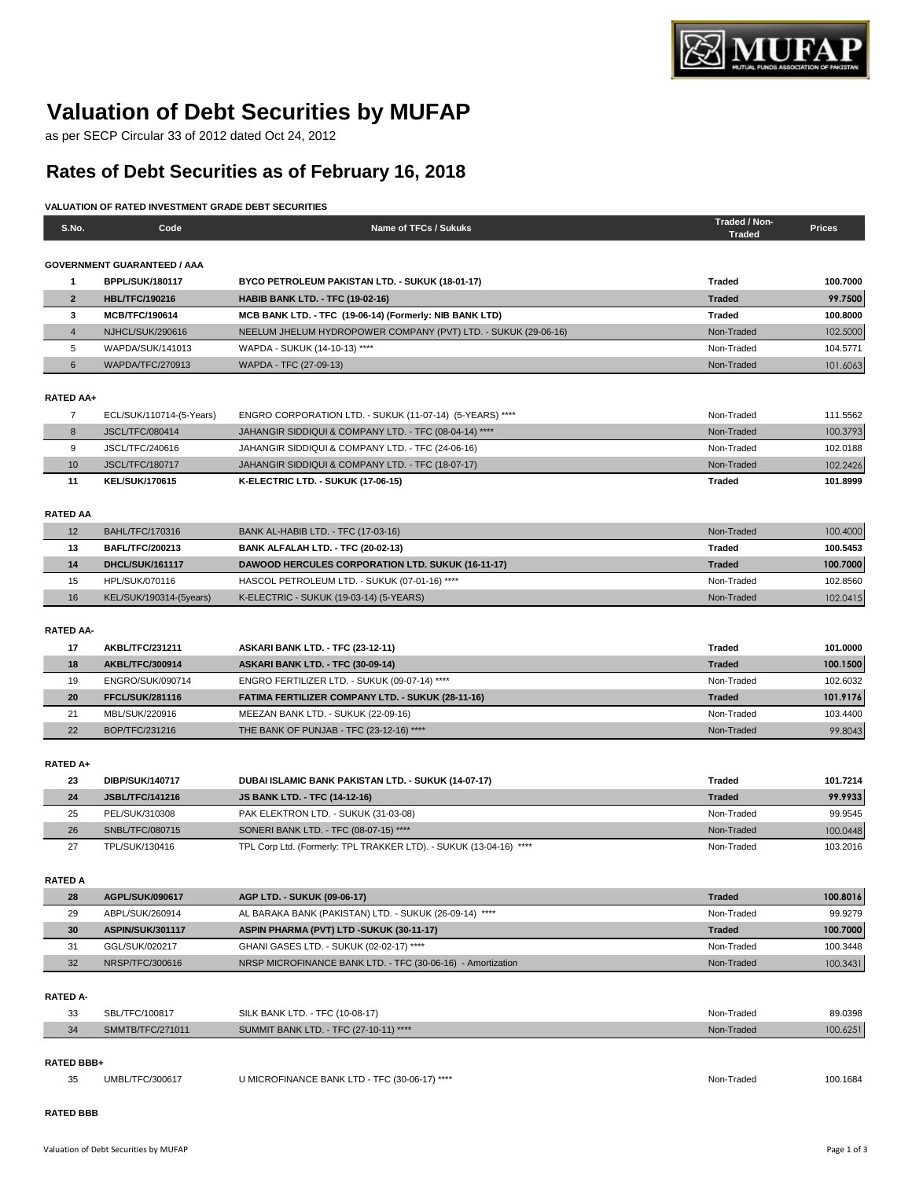# Valuation of Debt Securities by MUFAP

as per SECP Circular 33 of 2012 dated Oct 24, 2012

## Rates of Debt Securities as of February 16, 2018

**VALUATION OF RATED INVESTMENT GRADE DEBT SECURITIES**

| S.No. | Code | Name of TFCs / Sukuks | Traded / Non-Traded | Prices |
|---|---|---|---|---|
| **GOVERNMENT GUARANTEED / AAA** | | | | |
| **1** | **BPPL/SUK/180117** | **BYCO PETROLEUM PAKISTAN LTD. - SUKUK (18-01-17)** | **Traded** | **100.7000** |
| **2** | **HBL/TFC/190216** | **HABIB BANK LTD. - TFC (19-02-16)** | **Traded** | **99.7500** |
| **3** | **MCB/TFC/190614** | **MCB BANK LTD. - TFC (19-06-14) (Formerly: NIB BANK LTD)** | **Traded** | **100.8000** |
| 4 | NJHCL/SUK/290616 | NEELUM JHELUM HYDROPOWER COMPANY (PVT) LTD. - SUKUK (29-06-16) | Non-Traded | 102.5000 |
| 5 | WAPDA/SUK/141013 | WAPDA - SUKUK (14-10-13) **** | Non-Traded | 104.5771 |
| 6 | WAPDA/TFC/270913 | WAPDA - TFC (27-09-13) | Non-Traded | 101.6063 |
| **RATED AA+** | | | | |
| 7 | ECL/SUK/110714-(5-Years) | ENGRO CORPORATION LTD. - SUKUK (11-07-14) (5-YEARS) **** | Non-Traded | 111.5562 |
| 8 | JSCL/TFC/080414 | JAHANGIR SIDDIQUI & COMPANY LTD. - TFC (08-04-14) **** | Non-Traded | 100.3793 |
| 9 | JSCL/TFC/240616 | JAHANGIR SIDDIQUI & COMPANY LTD. - TFC (24-06-16) | Non-Traded | 102.0188 |
| 10 | JSCL/TFC/180717 | JAHANGIR SIDDIQUI & COMPANY LTD. - TFC (18-07-17) | Non-Traded | 102.2426 |
| **11** | **KEL/SUK/170615** | **K-ELECTRIC LTD. - SUKUK (17-06-15)** | **Traded** | **101.8999** |
| **RATED AA** | | | | |
| 12 | BAHL/TFC/170316 | BANK AL-HABIB LTD. - TFC (17-03-16) | Non-Traded | 100.4000 |
| **13** | **BAFL/TFC/200213** | **BANK ALFALAH LTD. - TFC (20-02-13)** | **Traded** | **100.5453** |
| **14** | **DHCL/SUK/161117** | **DAWOOD HERCULES CORPORATION LTD. SUKUK (16-11-17)** | **Traded** | **100.7000** |
| 15 | HPL/SUK/070116 | HASCOL PETROLEUM LTD. - SUKUK (07-01-16) **** | Non-Traded | 102.8560 |
| 16 | KEL/SUK/190314-(5years) | K-ELECTRIC - SUKUK (19-03-14) (5-YEARS) | Non-Traded | 102.0415 |
| **RATED AA-** | | | | |
| **17** | **AKBL/TFC/231211** | **ASKARI BANK LTD. - TFC (23-12-11)** | **Traded** | **101.0000** |
| **18** | **AKBL/TFC/300914** | **ASKARI BANK LTD. - TFC (30-09-14)** | **Traded** | **100.1500** |
| 19 | ENGRO/SUK/090714 | ENGRO FERTILIZER LTD. - SUKUK (09-07-14) **** | Non-Traded | 102.6032 |
| **20** | **FFCL/SUK/281116** | **FATIMA FERTILIZER COMPANY LTD. - SUKUK (28-11-16)** | **Traded** | **101.9176** |
| 21 | MBL/SUK/220916 | MEEZAN BANK LTD. - SUKUK (22-09-16) | Non-Traded | 103.4400 |
| 22 | BOP/TFC/231216 | THE BANK OF PUNJAB - TFC (23-12-16) **** | Non-Traded | 99.8043 |
| **RATED A+** | | | | |
| **23** | **DIBP/SUK/140717** | **DUBAI ISLAMIC BANK PAKISTAN LTD. - SUKUK (14-07-17)** | **Traded** | **101.7214** |
| **24** | **JSBL/TFC/141216** | **JS BANK LTD. - TFC (14-12-16)** | **Traded** | **99.9933** |
| 25 | PEL/SUK/310308 | PAK ELEKTRON LTD. - SUKUK (31-03-08) | Non-Traded | 99.9545 |
| 26 | SNBL/TFC/080715 | SONERI BANK LTD. - TFC (08-07-15) **** | Non-Traded | 100.0448 |
| 27 | TPL/SUK/130416 | TPL Corp Ltd. (Formerly: TPL TRAKKER LTD). - SUKUK (13-04-16) **** | Non-Traded | 103.2016 |
| **RATED A** | | | | |
| **28** | **AGPL/SUK/090617** | **AGP LTD. - SUKUK (09-06-17)** | **Traded** | **100.8016** |
| 29 | ABPL/SUK/260914 | AL BARAKA BANK (PAKISTAN) LTD. - SUKUK (26-09-14) **** | Non-Traded | 99.9279 |
| **30** | **ASPIN/SUK/301117** | **ASPIN PHARMA (PVT) LTD -SUKUK (30-11-17)** | **Traded** | **100.7000** |
| 31 | GGL/SUK/020217 | GHANI GASES LTD. - SUKUK (02-02-17) **** | Non-Traded | 100.3448 |
| 32 | NRSP/TFC/300616 | NRSP MICROFINANCE BANK LTD. - TFC (30-06-16) - Amortization | Non-Traded | 100.3431 |
| **RATED A-** | | | | |
| 33 | SBL/TFC/100817 | SILK BANK LTD. - TFC (10-08-17) | Non-Traded | 89.0398 |
| 34 | SMMTB/TFC/271011 | SUMMIT BANK LTD. - TFC (27-10-11) **** | Non-Traded | 100.6251 |
| **RATED BBB+** | | | | |
| 35 | UMBL/TFC/300617 | U MICROFINANCE BANK LTD - TFC (30-06-17) **** | Non-Traded | 100.1684 |
| **RATED BBB** | | | | |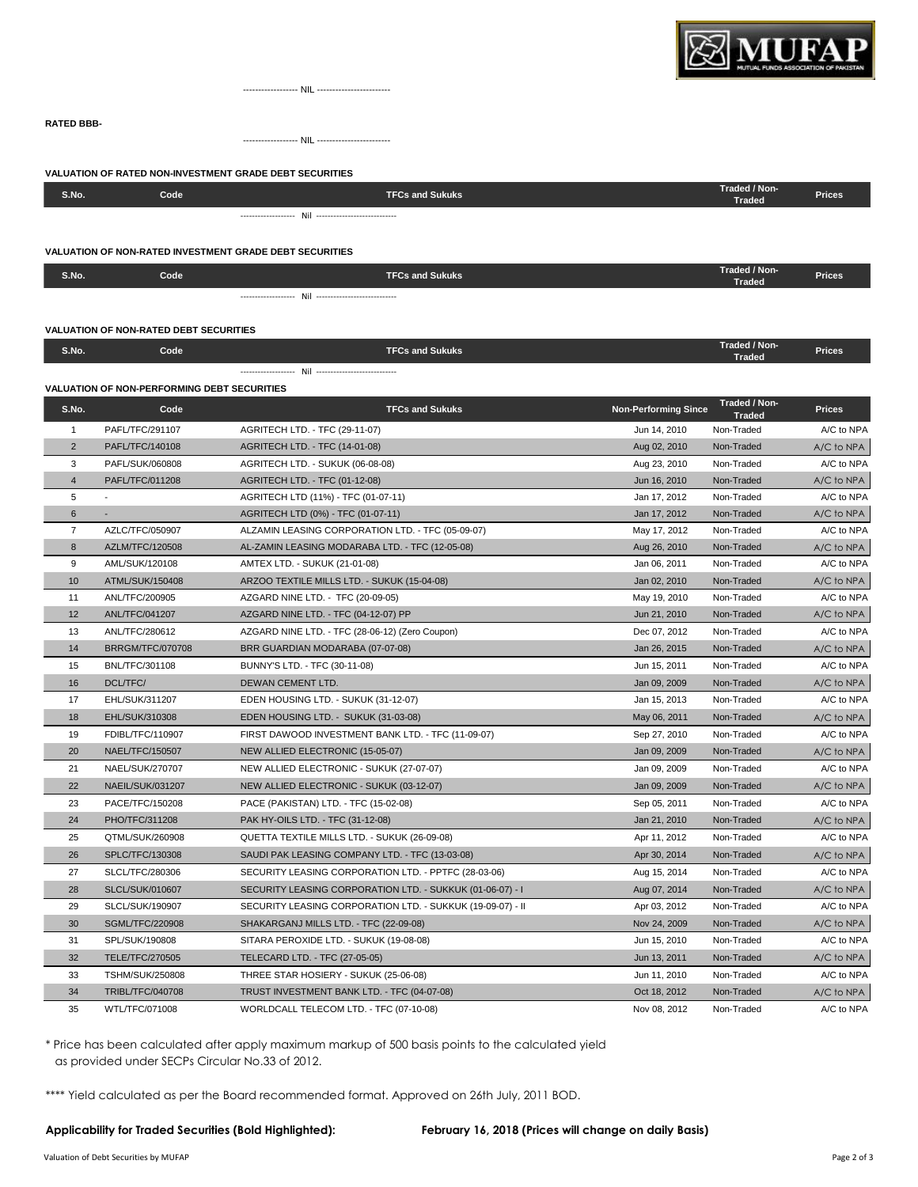------------------ NIL ------------------------

**RATED BBB-**

------------------ NIL ------------------------

**VALUATION OF RATED NON-INVESTMENT GRADE DEBT SECURITIES**

| S.No. | Code | TFCs and Sukuks | Traded / Non-Traded | Prices |
|---|---|---|---|---|

------------------- Nil ---------------------------

**VALUATION OF NON-RATED INVESTMENT GRADE DEBT SECURITIES**

| S.No. | Code | TFCs and Sukuks | Traded / Non-Traded | Prices |
|---|---|---|---|---|

------------------- Nil ---------------------------

**VALUATION OF NON-RATED DEBT SECURITIES**

| S.No. | Code | TFCs and Sukuks | Traded / Non-Traded | Prices |
|---|---|---|---|---|

------------------- Nil ---------------------------

**VALUATION OF NON-PERFORMING DEBT SECURITIES**

| S.No. | Code | TFCs and Sukuks | Non-Performing Since | Traded / Non-Traded | Prices |
|---|---|---|---|---|---|
| 1 | PAFL/TFC/291107 | AGRITECH LTD. - TFC (29-11-07) | Jun 14, 2010 | Non-Traded | A/C to NPA |
| 2 | PAFL/TFC/140108 | AGRITECH LTD. - TFC (14-01-08) | Aug 02, 2010 | Non-Traded | A/C to NPA |
| 3 | PAFL/SUK/060808 | AGRITECH LTD. - SUKUK (06-08-08) | Aug 23, 2010 | Non-Traded | A/C to NPA |
| 4 | PAFL/TFC/011208 | AGRITECH LTD. - TFC (01-12-08) | Jun 16, 2010 | Non-Traded | A/C to NPA |
| 5 | - | AGRITECH LTD (11%) - TFC (01-07-11) | Jan 17, 2012 | Non-Traded | A/C to NPA |
| 6 | - | AGRITECH LTD (0%) - TFC (01-07-11) | Jan 17, 2012 | Non-Traded | A/C to NPA |
| 7 | AZLC/TFC/050907 | ALZAMIN LEASING CORPORATION LTD. - TFC (05-09-07) | May 17, 2012 | Non-Traded | A/C to NPA |
| 8 | AZLM/TFC/120508 | AL-ZAMIN LEASING MODARABA LTD. - TFC (12-05-08) | Aug 26, 2010 | Non-Traded | A/C to NPA |
| 9 | AML/SUK/120108 | AMTEX LTD. - SUKUK (21-01-08) | Jan 06, 2011 | Non-Traded | A/C to NPA |
| 10 | ATML/SUK/150408 | ARZOO TEXTILE MILLS LTD. - SUKUK (15-04-08) | Jan 02, 2010 | Non-Traded | A/C to NPA |
| 11 | ANL/TFC/200905 | AZGARD NINE LTD. - TFC (20-09-05) | May 19, 2010 | Non-Traded | A/C to NPA |
| 12 | ANL/TFC/041207 | AZGARD NINE LTD. - TFC (04-12-07) PP | Jun 21, 2010 | Non-Traded | A/C to NPA |
| 13 | ANL/TFC/280612 | AZGARD NINE LTD. - TFC (28-06-12) (Zero Coupon) | Dec 07, 2012 | Non-Traded | A/C to NPA |
| 14 | BRRGM/TFC/070708 | BRR GUARDIAN MODARABA (07-07-08) | Jan 26, 2015 | Non-Traded | A/C to NPA |
| 15 | BNL/TFC/301108 | BUNNY'S LTD. - TFC (30-11-08) | Jun 15, 2011 | Non-Traded | A/C to NPA |
| 16 | DCL/TFC/ | DEWAN CEMENT LTD. | Jan 09, 2009 | Non-Traded | A/C to NPA |
| 17 | EHL/SUK/311207 | EDEN HOUSING LTD. - SUKUK (31-12-07) | Jan 15, 2013 | Non-Traded | A/C to NPA |
| 18 | EHL/SUK/310308 | EDEN HOUSING LTD. - SUKUK (31-03-08) | May 06, 2011 | Non-Traded | A/C to NPA |
| 19 | FDIBL/TFC/110907 | FIRST DAWOOD INVESTMENT BANK LTD. - TFC (11-09-07) | Sep 27, 2010 | Non-Traded | A/C to NPA |
| 20 | NAEL/TFC/150507 | NEW ALLIED ELECTRONIC (15-05-07) | Jan 09, 2009 | Non-Traded | A/C to NPA |
| 21 | NAEL/SUK/270707 | NEW ALLIED ELECTRONIC - SUKUK (27-07-07) | Jan 09, 2009 | Non-Traded | A/C to NPA |
| 22 | NAEIL/SUK/031207 | NEW ALLIED ELECTRONIC - SUKUK (03-12-07) | Jan 09, 2009 | Non-Traded | A/C to NPA |
| 23 | PACE/TFC/150208 | PACE (PAKISTAN) LTD. - TFC (15-02-08) | Sep 05, 2011 | Non-Traded | A/C to NPA |
| 24 | PHO/TFC/311208 | PAK HY-OILS LTD. - TFC (31-12-08) | Jan 21, 2010 | Non-Traded | A/C to NPA |
| 25 | QTML/SUK/260908 | QUETTA TEXTILE MILLS LTD. - SUKUK (26-09-08) | Apr 11, 2012 | Non-Traded | A/C to NPA |
| 26 | SPLC/TFC/130308 | SAUDI PAK LEASING COMPANY LTD. - TFC (13-03-08) | Apr 30, 2014 | Non-Traded | A/C to NPA |
| 27 | SLCL/TFC/280306 | SECURITY LEASING CORPORATION LTD. - PPTFC (28-03-06) | Aug 15, 2014 | Non-Traded | A/C to NPA |
| 28 | SLCL/SUK/010607 | SECURITY LEASING CORPORATION LTD. - SUKKUK (01-06-07) - I | Aug 07, 2014 | Non-Traded | A/C to NPA |
| 29 | SLCL/SUK/190907 | SECURITY LEASING CORPORATION LTD. - SUKKUK (19-09-07) - II | Apr 03, 2012 | Non-Traded | A/C to NPA |
| 30 | SGML/TFC/220908 | SHAKARGANJ MILLS LTD. - TFC (22-09-08) | Nov 24, 2009 | Non-Traded | A/C to NPA |
| 31 | SPL/SUK/190808 | SITARA PEROXIDE LTD. - SUKUK (19-08-08) | Jun 15, 2010 | Non-Traded | A/C to NPA |
| 32 | TELE/TFC/270505 | TELECARD LTD. - TFC (27-05-05) | Jun 13, 2011 | Non-Traded | A/C to NPA |
| 33 | TSHM/SUK/250808 | THREE STAR HOSIERY - SUKUK (25-06-08) | Jun 11, 2010 | Non-Traded | A/C to NPA |
| 34 | TRIBL/TFC/040708 | TRUST INVESTMENT BANK LTD. - TFC (04-07-08) | Oct 18, 2012 | Non-Traded | A/C to NPA |
| 35 | WTL/TFC/071008 | WORLDCALL TELECOM LTD. - TFC (07-10-08) | Nov 08, 2012 | Non-Traded | A/C to NPA |

* Price has been calculated after apply maximum markup of 500 basis points to the calculated yield as provided under SECPs Circular No.33 of 2012.

**** Yield calculated as per the Board recommended format. Approved on 26th July, 2011 BOD.

**Applicability for Traded Securities (Bold Highlighted):** **February 16, 2018 (Prices will change on daily Basis)**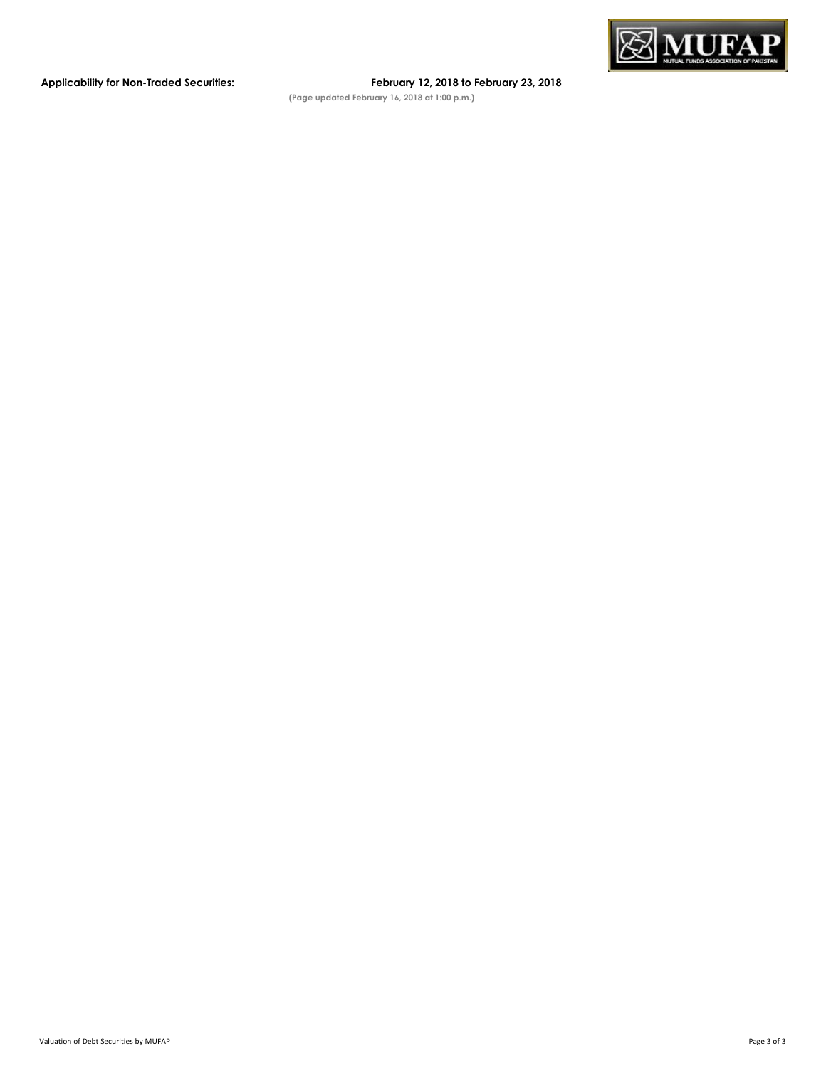**Applicability for Non-Traded Securities:** **February 12, 2018 to February 23, 2018**

(Page updated February 16, 2018 at 1:00 p.m.)